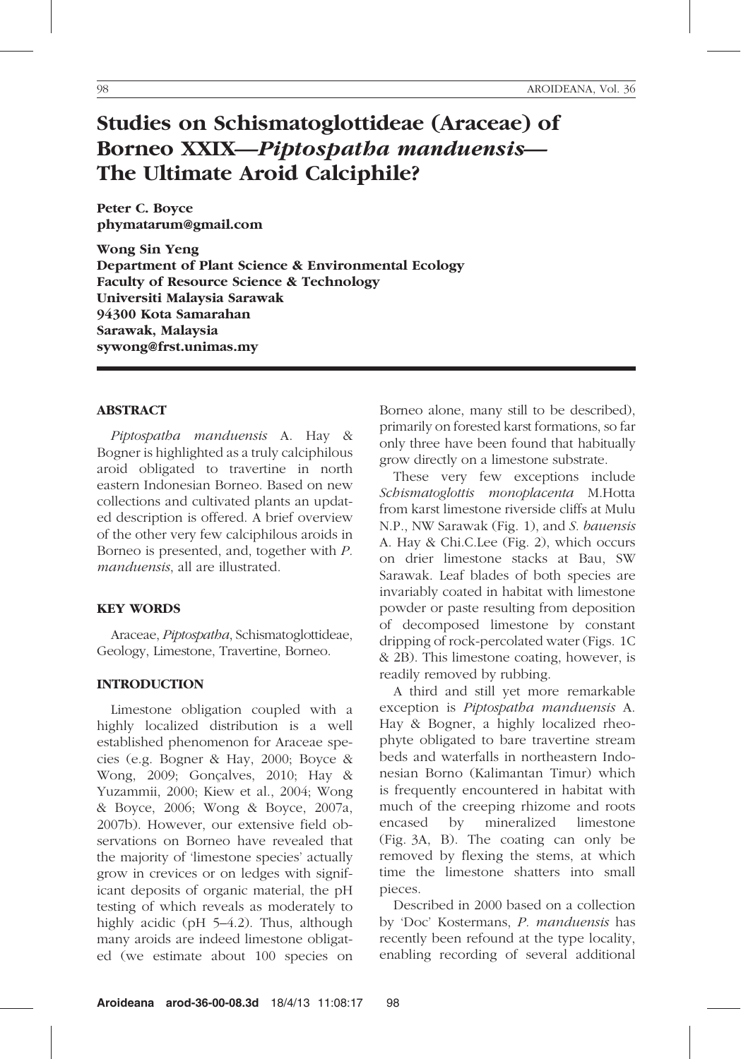# Studies on Schismatoglottideae (Araceae) of Borneo XXIX—*Piptospatha manduensis*—The Ultimate Aroid Calciphile?

**Peter C. Boyce**
**phymatarum@gmail.com**

**Wong Sin Yeng**
**Department of Plant Science & Environmental Ecology**
**Faculty of Resource Science & Technology**
**Universiti Malaysia Sarawak**
**94300 Kota Samarahan**
**Sarawak, Malaysia**
**sywong@frst.unimas.my**

## ABSTRACT

*Piptospatha manduensis* A. Hay & Bogner is highlighted as a truly calciphilous aroid obligated to travertine in north eastern Indonesian Borneo. Based on new collections and cultivated plants an updated description is offered. A brief overview of the other very few calciphilous aroids in Borneo is presented, and, together with *P. manduensis*, all are illustrated.

## KEY WORDS

Araceae, *Piptospatha*, Schismatoglottideae, Geology, Limestone, Travertine, Borneo.

## INTRODUCTION

Limestone obligation coupled with a highly localized distribution is a well established phenomenon for Araceae species (e.g. Bogner & Hay, 2000; Boyce & Wong, 2009; Gonçalves, 2010; Hay & Yuzammii, 2000; Kiew et al., 2004; Wong & Boyce, 2006; Wong & Boyce, 2007a, 2007b). However, our extensive field observations on Borneo have revealed that the majority of 'limestone species' actually grow in crevices or on ledges with significant deposits of organic material, the pH testing of which reveals as moderately to highly acidic (pH 5–4.2). Thus, although many aroids are indeed limestone obligated (we estimate about 100 species on Borneo alone, many still to be described), primarily on forested karst formations, so far only three have been found that habitually grow directly on a limestone substrate.

These very few exceptions include *Schismatoglottis monoplacenta* M.Hotta from karst limestone riverside cliffs at Mulu N.P., NW Sarawak (Fig. 1), and *S. bauensis* A. Hay & Chi.C.Lee (Fig. 2), which occurs on drier limestone stacks at Bau, SW Sarawak. Leaf blades of both species are invariably coated in habitat with limestone powder or paste resulting from deposition of decomposed limestone by constant dripping of rock-percolated water (Figs. 1C & 2B). This limestone coating, however, is readily removed by rubbing.

A third and still yet more remarkable exception is *Piptospatha manduensis* A. Hay & Bogner, a highly localized rheophyte obligated to bare travertine stream beds and waterfalls in northeastern Indonesian Borno (Kalimantan Timur) which is frequently encountered in habitat with much of the creeping rhizome and roots encased by mineralized limestone (Fig. 3A, B). The coating can only be removed by flexing the stems, at which time the limestone shatters into small pieces.

Described in 2000 based on a collection by 'Doc' Kostermans, *P. manduensis* has recently been refound at the type locality, enabling recording of several additional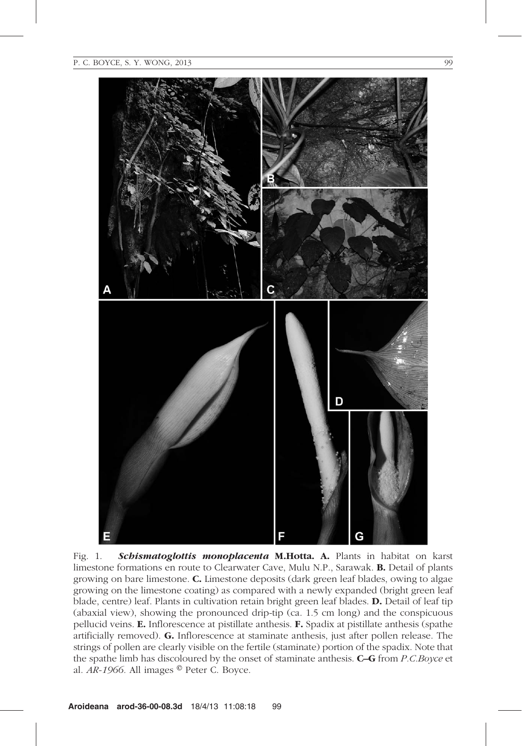Fig. 1. ***Schismatoglottis monoplacenta* M.Hotta. A.** Plants in habitat on karst limestone formations en route to Clearwater Cave, Mulu N.P., Sarawak. **B.** Detail of plants growing on bare limestone. **C.** Limestone deposits (dark green leaf blades, owing to algae growing on the limestone coating) as compared with a newly expanded (bright green leaf blade, centre) leaf. Plants in cultivation retain bright green leaf blades. **D.** Detail of leaf tip (abaxial view), showing the pronounced drip-tip (ca. 1.5 cm long) and the conspicuous pellucid veins. **E.** Inflorescence at pistillate anthesis. **F.** Spadix at pistillate anthesis (spathe artificially removed). **G.** Inflorescence at staminate anthesis, just after pollen release. The strings of pollen are clearly visible on the fertile (staminate) portion of the spadix. Note that the spathe limb has discoloured by the onset of staminate anthesis. **C–G** from *P.C.Boyce* et al. *AR-1966.* All images © Peter C. Boyce.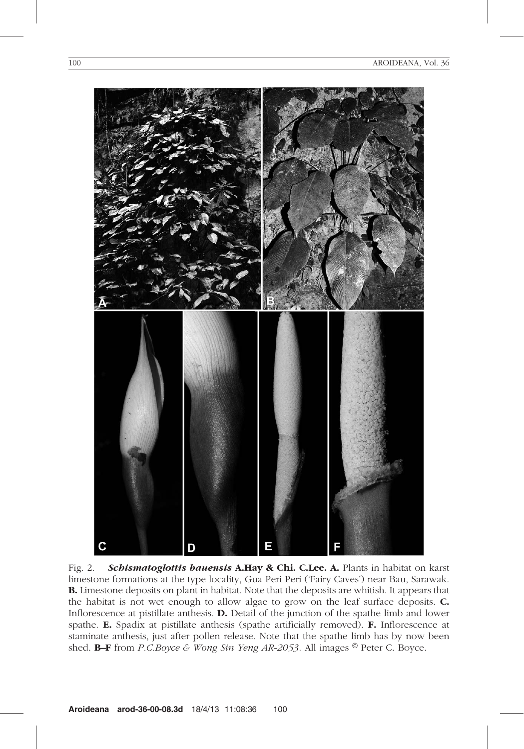Fig. 2. ***Schismatoglottis bauensis* A.Hay & Chi. C.Lee. A.** Plants in habitat on karst limestone formations at the type locality, Gua Peri Peri ('Fairy Caves') near Bau, Sarawak. **B.** Limestone deposits on plant in habitat. Note that the deposits are whitish. It appears that the habitat is not wet enough to allow algae to grow on the leaf surface deposits. **C.** Inflorescence at pistillate anthesis. **D.** Detail of the junction of the spathe limb and lower spathe. **E.** Spadix at pistillate anthesis (spathe artificially removed). **F.** Inflorescence at staminate anthesis, just after pollen release. Note that the spathe limb has by now been shed. **B–F** from *P.C.Boyce & Wong Sin Yeng AR-2053*. All images © Peter C. Boyce.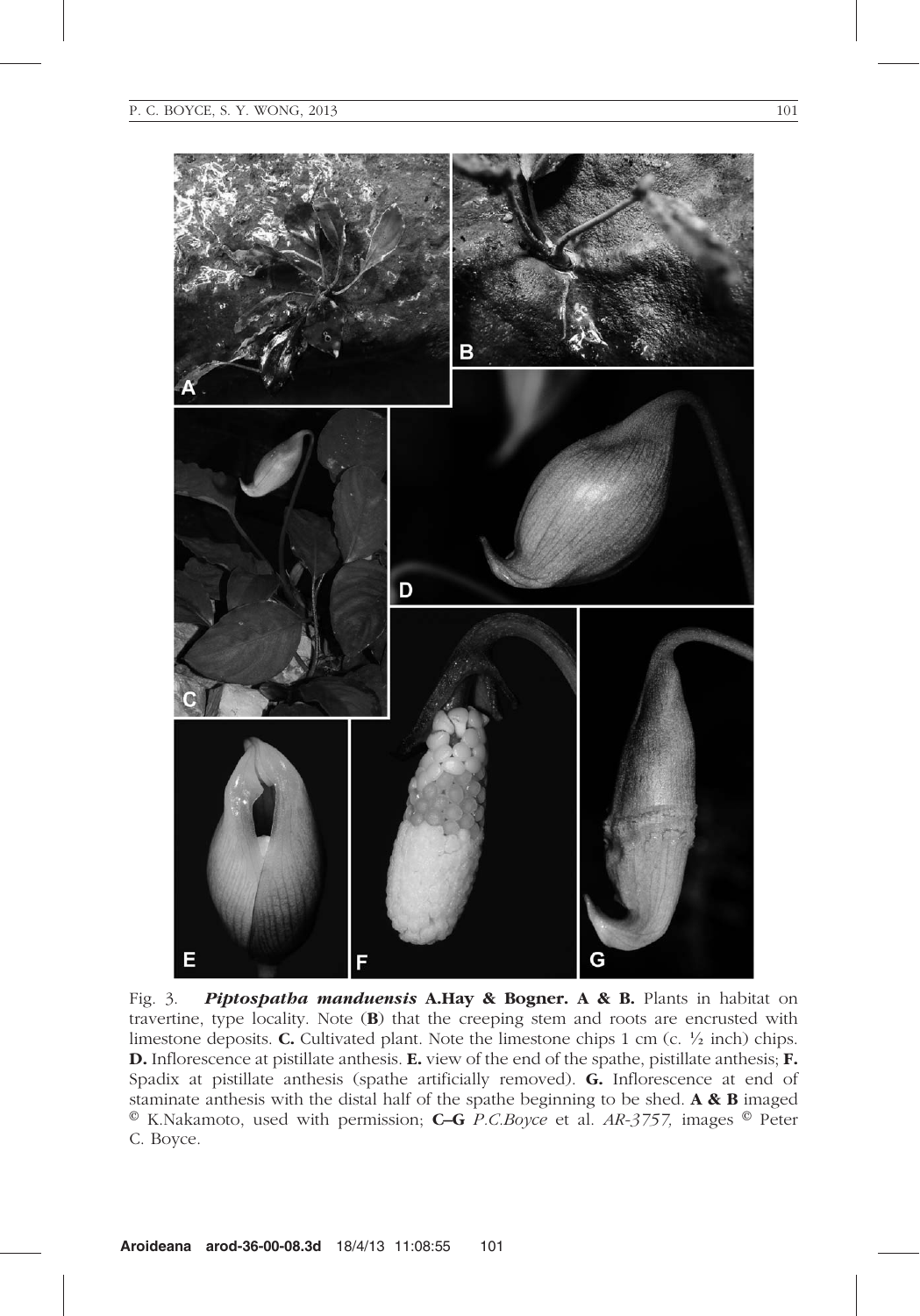Fig. 3. ***Piptospatha manduensis* A.Hay & Bogner. A & B.** Plants in habitat on travertine, type locality. Note (**B**) that the creeping stem and roots are encrusted with limestone deposits. **C.** Cultivated plant. Note the limestone chips 1 cm (c. ½ inch) chips. **D.** Inflorescence at pistillate anthesis. **E.** view of the end of the spathe, pistillate anthesis; **F.** Spadix at pistillate anthesis (spathe artificially removed). **G.** Inflorescence at end of staminate anthesis with the distal half of the spathe beginning to be shed. **A & B** imaged © K.Nakamoto, used with permission; **C–G** *P.C.Boyce* et al. *AR-3757,* images © Peter C. Boyce.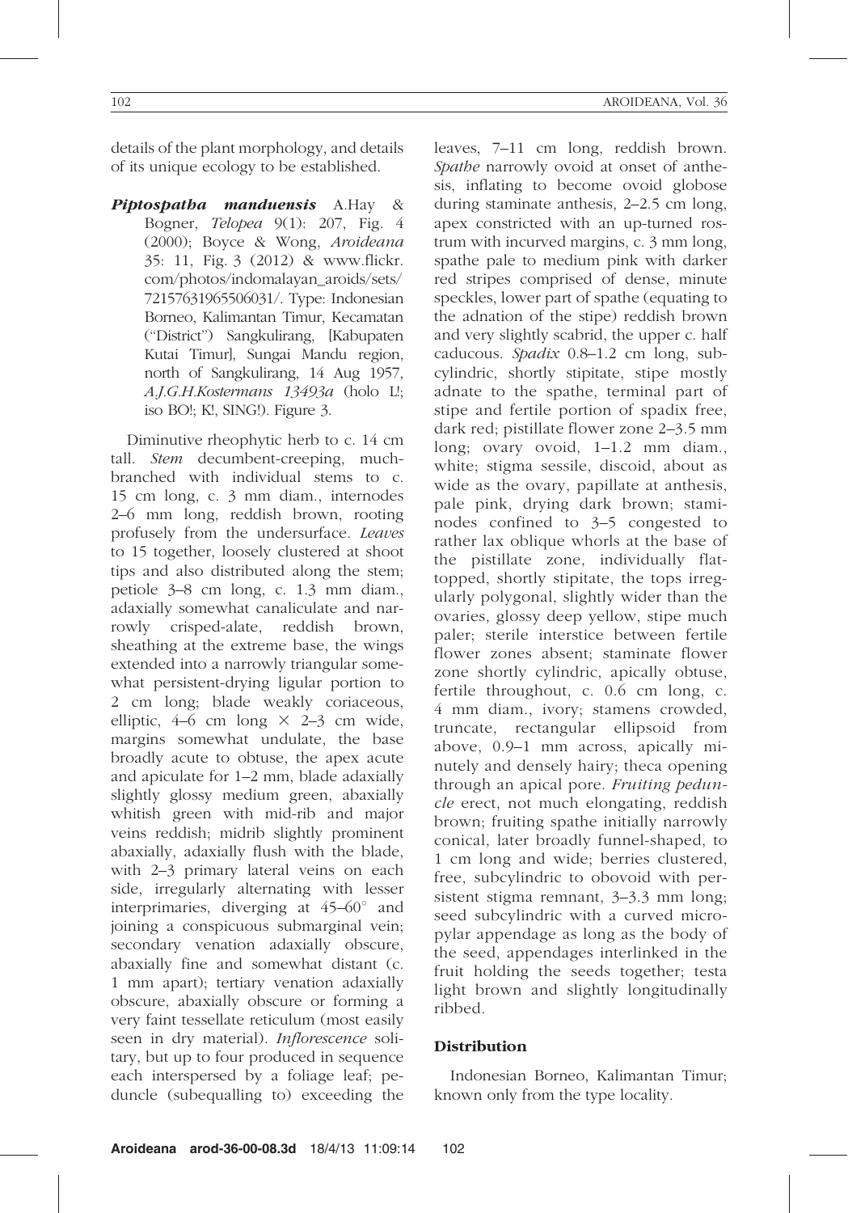details of the plant morphology, and details of its unique ecology to be established.

***Piptospatha manduensis*** A.Hay & Bogner, *Telopea* 9(1): 207, Fig. 4 (2000); Boyce & Wong, *Aroideana* 35: 11, Fig. 3 (2012) & www.flickr.com/photos/indomalayan_aroids/sets/72157631965506031/. Type: Indonesian Borneo, Kalimantan Timur, Kecamatan ("District") Sangkulirang, [Kabupaten Kutai Timur], Sungai Mandu region, north of Sangkulirang, 14 Aug 1957, *A.J.G.H.Kostermans 13493a* (holo L!; iso BO!; K!, SING!). Figure 3.

Diminutive rheophytic herb to c. 14 cm tall. *Stem* decumbent-creeping, much-branched with individual stems to c. 15 cm long, c. 3 mm diam., internodes 2–6 mm long, reddish brown, rooting profusely from the undersurface. *Leaves* to 15 together, loosely clustered at shoot tips and also distributed along the stem; petiole 3–8 cm long, c. 1.3 mm diam., adaxially somewhat canaliculate and narrowly crisped-alate, reddish brown, sheathing at the extreme base, the wings extended into a narrowly triangular somewhat persistent-drying ligular portion to 2 cm long; blade weakly coriaceous, elliptic, 4–6 cm long × 2–3 cm wide, margins somewhat undulate, the base broadly acute to obtuse, the apex acute and apiculate for 1–2 mm, blade adaxially slightly glossy medium green, abaxially whitish green with mid-rib and major veins reddish; midrib slightly prominent abaxially, adaxially flush with the blade, with 2–3 primary lateral veins on each side, irregularly alternating with lesser interprimaries, diverging at 45–60° and joining a conspicuous submarginal vein; secondary venation adaxially obscure, abaxially fine and somewhat distant (c. 1 mm apart); tertiary venation adaxially obscure, abaxially obscure or forming a very faint tessellate reticulum (most easily seen in dry material). *Inflorescence* solitary, but up to four produced in sequence each interspersed by a foliage leaf; peduncle (subequalling to) exceeding the leaves, 7–11 cm long, reddish brown. *Spathe* narrowly ovoid at onset of anthesis, inflating to become ovoid globose during staminate anthesis, 2–2.5 cm long, apex constricted with an up-turned rostrum with incurved margins, c. 3 mm long, spathe pale to medium pink with darker red stripes comprised of dense, minute speckles, lower part of spathe (equating to the adnation of the stipe) reddish brown and very slightly scabrid, the upper c. half caducous. *Spadix* 0.8–1.2 cm long, subcylindric, shortly stipitate, stipe mostly adnate to the spathe, terminal part of stipe and fertile portion of spadix free, dark red; pistillate flower zone 2–3.5 mm long; ovary ovoid, 1–1.2 mm diam., white; stigma sessile, discoid, about as wide as the ovary, papillate at anthesis, pale pink, drying dark brown; staminodes confined to 3–5 congested to rather lax oblique whorls at the base of the pistillate zone, individually flat-topped, shortly stipitate, the tops irregularly polygonal, slightly wider than the ovaries, glossy deep yellow, stipe much paler; sterile interstice between fertile flower zones absent; staminate flower zone shortly cylindric, apically obtuse, fertile throughout, c. 0.6 cm long, c. 4 mm diam., ivory; stamens crowded, truncate, rectangular ellipsoid from above, 0.9–1 mm across, apically minutely and densely hairy; theca opening through an apical pore. *Fruiting peduncle* erect, not much elongating, reddish brown; fruiting spathe initially narrowly conical, later broadly funnel-shaped, to 1 cm long and wide; berries clustered, free, subcylindric to obovoid with persistent stigma remnant, 3–3.3 mm long; seed subcylindric with a curved micropylar appendage as long as the body of the seed, appendages interlinked in the fruit holding the seeds together; testa light brown and slightly longitudinally ribbed.

### Distribution

Indonesian Borneo, Kalimantan Timur; known only from the type locality.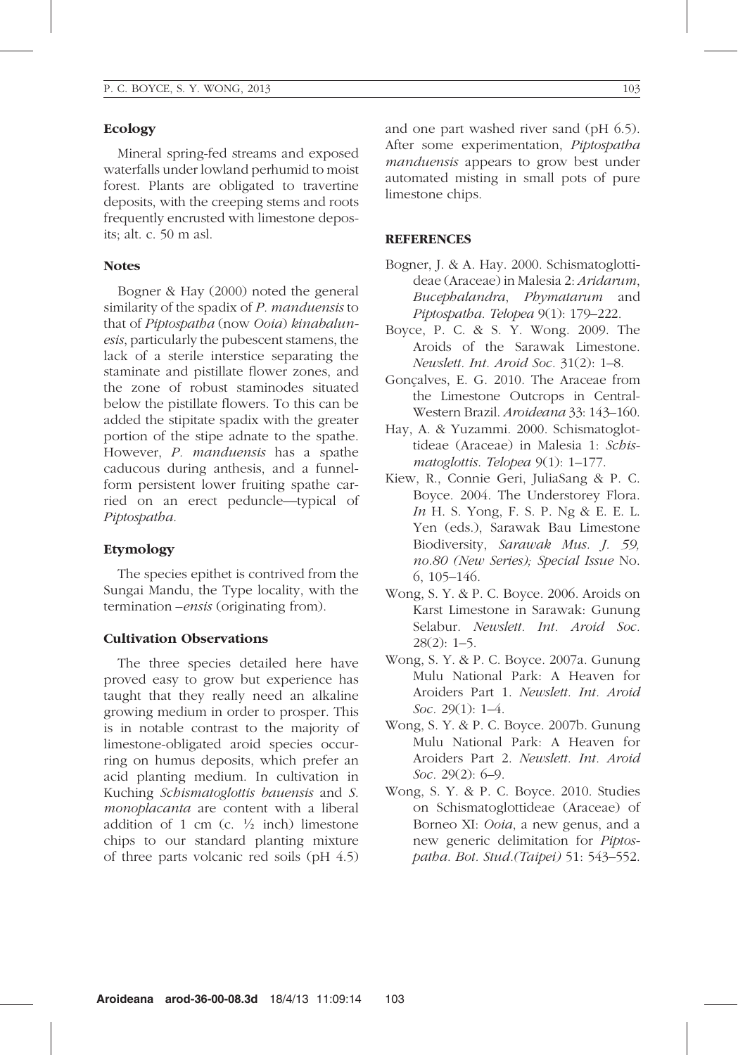### Ecology

Mineral spring-fed streams and exposed waterfalls under lowland perhumid to moist forest. Plants are obligated to travertine deposits, with the creeping stems and roots frequently encrusted with limestone deposits; alt. c. 50 m asl.

### Notes

Bogner & Hay (2000) noted the general similarity of the spadix of *P. manduensis* to that of *Piptospatha* (now *Ooia*) *kinabaluensis*, particularly the pubescent stamens, the lack of a sterile interstice separating the staminate and pistillate flower zones, and the zone of robust staminodes situated below the pistillate flowers. To this can be added the stipitate spadix with the greater portion of the stipe adnate to the spathe. However, *P. manduensis* has a spathe caducous during anthesis, and a funnel-form persistent lower fruiting spathe carried on an erect peduncle—typical of *Piptospatha*.

### Etymology

The species epithet is contrived from the Sungai Mandu, the Type locality, with the termination –*ensis* (originating from).

### Cultivation Observations

The three species detailed here have proved easy to grow but experience has taught that they really need an alkaline growing medium in order to prosper. This is in notable contrast to the majority of limestone-obligated aroid species occurring on humus deposits, which prefer an acid planting medium. In cultivation in Kuching *Schismatoglottis bauensis* and *S. monoplacanta* are content with a liberal addition of 1 cm (c. ½ inch) limestone chips to our standard planting mixture of three parts volcanic red soils (pH 4.5) and one part washed river sand (pH 6.5). After some experimentation, *Piptospatha manduensis* appears to grow best under automated misting in small pots of pure limestone chips.

### REFERENCES

Bogner, J. & A. Hay. 2000. Schismatoglottideae (Araceae) in Malesia 2: *Aridarum*, *Bucephalandra*, *Phymatarum* and *Piptospatha*. *Telopea* 9(1): 179–222.

Boyce, P. C. & S. Y. Wong. 2009. The Aroids of the Sarawak Limestone. *Newslett. Int. Aroid Soc.* 31(2): 1–8.

Gonçalves, E. G. 2010. The Araceae from the Limestone Outcrops in Central-Western Brazil. *Aroideana* 33: 143–160.

Hay, A. & Yuzammi. 2000. Schismatoglottideae (Araceae) in Malesia 1: *Schismatoglottis*. *Telopea* 9(1): 1–177.

Kiew, R., Connie Geri, JuliaSang & P. C. Boyce. 2004. The Understorey Flora. *In* H. S. Yong, F. S. P. Ng & E. E. L. Yen (eds.), Sarawak Bau Limestone Biodiversity, *Sarawak Mus. J. 59, no.80 (New Series); Special Issue* No. 6, 105–146.

Wong, S. Y. & P. C. Boyce. 2006. Aroids on Karst Limestone in Sarawak: Gunung Selabur. *Newslett. Int. Aroid Soc.* 28(2): 1–5.

Wong, S. Y. & P. C. Boyce. 2007a. Gunung Mulu National Park: A Heaven for Aroiders Part 1. *Newslett. Int. Aroid Soc.* 29(1): 1–4.

Wong, S. Y. & P. C. Boyce. 2007b. Gunung Mulu National Park: A Heaven for Aroiders Part 2. *Newslett. Int. Aroid Soc.* 29(2): 6–9.

Wong, S. Y. & P. C. Boyce. 2010. Studies on Schismatoglottideae (Araceae) of Borneo XI: *Ooia*, a new genus, and a new generic delimitation for *Piptospatha*. *Bot. Stud.(Taipei)* 51: 543–552.